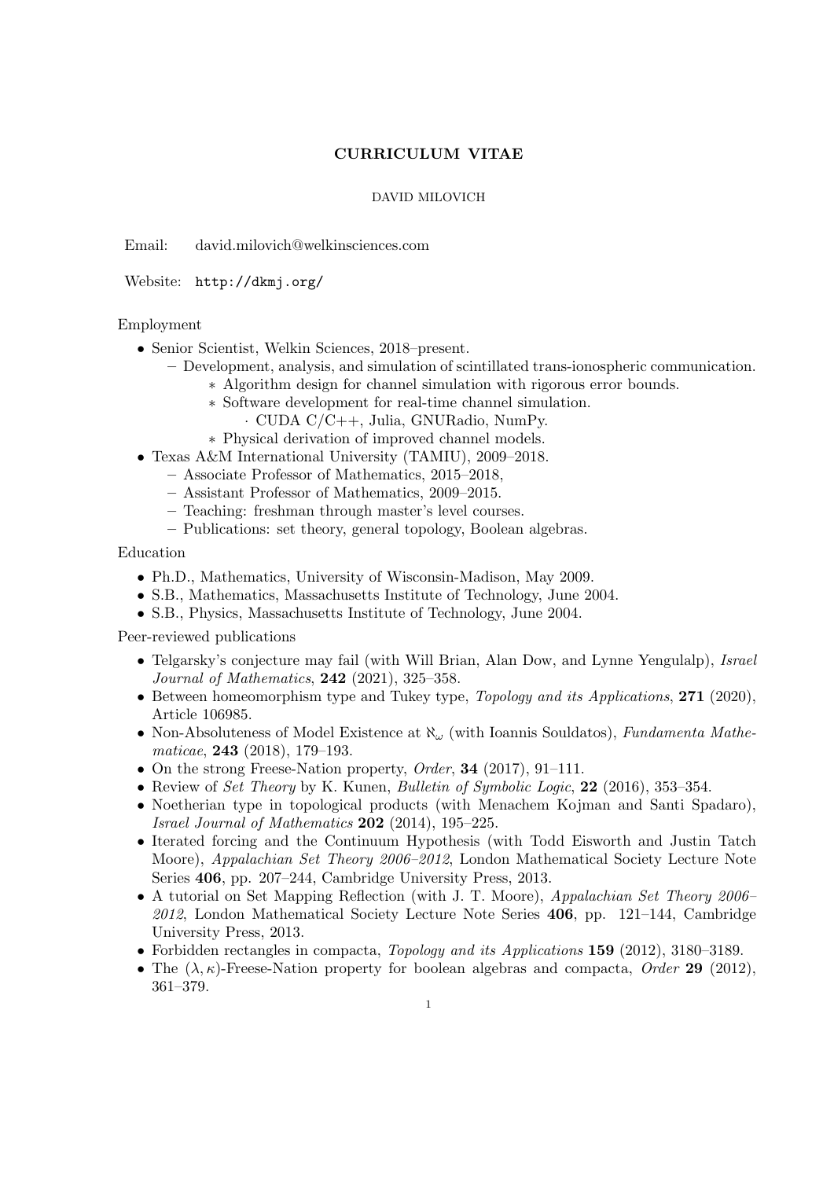# CURRICULUM VITAE

DAVID MILOVICH

Email: david.milovich@welkinsciences.com

Website: `http://dkmj.org/`

## Employment

- Senior Scientist, Welkin Sciences, 2018–present.
  - Development, analysis, and simulation of scintillated trans-ionospheric communication.
    - Algorithm design for channel simulation with rigorous error bounds.
    - Software development for real-time channel simulation.
      - CUDA C/C++, Julia, GNURadio, NumPy.
    - Physical derivation of improved channel models.
- Texas A&M International University (TAMIU), 2009–2018.
  - Associate Professor of Mathematics, 2015–2018,
  - Assistant Professor of Mathematics, 2009–2015.
  - Teaching: freshman through master's level courses.
  - Publications: set theory, general topology, Boolean algebras.

## Education

- Ph.D., Mathematics, University of Wisconsin-Madison, May 2009.
- S.B., Mathematics, Massachusetts Institute of Technology, June 2004.
- S.B., Physics, Massachusetts Institute of Technology, June 2004.

## Peer-reviewed publications

- Telgarsky's conjecture may fail (with Will Brian, Alan Dow, and Lynne Yengulalp), *Israel Journal of Mathematics*, **242** (2021), 325–358.
- Between homeomorphism type and Tukey type, *Topology and its Applications*, **271** (2020), Article 106985.
- Non-Absoluteness of Model Existence at $\aleph_\omega$ (with Ioannis Souldatos), *Fundamenta Mathematicae*, **243** (2018), 179–193.
- On the strong Freese-Nation property, *Order*, **34** (2017), 91–111.
- Review of *Set Theory* by K. Kunen, *Bulletin of Symbolic Logic*, **22** (2016), 353–354.
- Noetherian type in topological products (with Menachem Kojman and Santi Spadaro), *Israel Journal of Mathematics* **202** (2014), 195–225.
- Iterated forcing and the Continuum Hypothesis (with Todd Eisworth and Justin Tatch Moore), *Appalachian Set Theory 2006–2012*, London Mathematical Society Lecture Note Series **406**, pp. 207–244, Cambridge University Press, 2013.
- A tutorial on Set Mapping Reflection (with J. T. Moore), *Appalachian Set Theory 2006–2012*, London Mathematical Society Lecture Note Series **406**, pp. 121–144, Cambridge University Press, 2013.
- Forbidden rectangles in compacta, *Topology and its Applications* **159** (2012), 3180–3189.
- The $(\lambda, \kappa)$-Freese-Nation property for boolean algebras and compacta, *Order* **29** (2012), 361–379.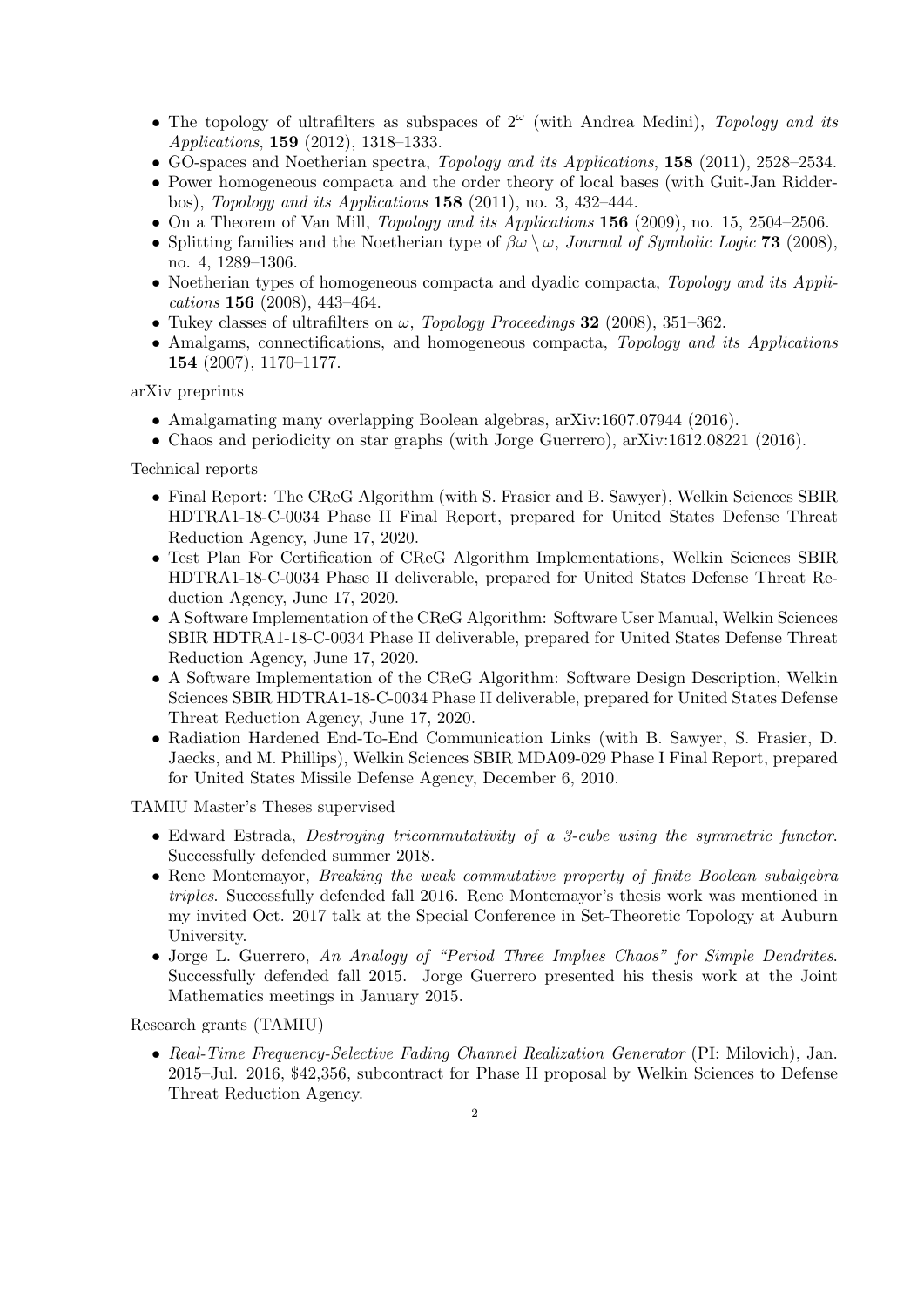- The topology of ultrafilters as subspaces of $2^\omega$ (with Andrea Medini), *Topology and its Applications*, **159** (2012), 1318–1333.
- GO-spaces and Noetherian spectra, *Topology and its Applications*, **158** (2011), 2528–2534.
- Power homogeneous compacta and the order theory of local bases (with Guit-Jan Ridderbos), *Topology and its Applications* **158** (2011), no. 3, 432–444.
- On a Theorem of Van Mill, *Topology and its Applications* **156** (2009), no. 15, 2504–2506.
- Splitting families and the Noetherian type of $\beta\omega \setminus \omega$, *Journal of Symbolic Logic* **73** (2008), no. 4, 1289–1306.
- Noetherian types of homogeneous compacta and dyadic compacta, *Topology and its Applications* **156** (2008), 443–464.
- Tukey classes of ultrafilters on $\omega$, *Topology Proceedings* **32** (2008), 351–362.
- Amalgams, connectifications, and homogeneous compacta, *Topology and its Applications* **154** (2007), 1170–1177.

arXiv preprints

- Amalgamating many overlapping Boolean algebras, arXiv:1607.07944 (2016).
- Chaos and periodicity on star graphs (with Jorge Guerrero), arXiv:1612.08221 (2016).

Technical reports

- Final Report: The CReG Algorithm (with S. Frasier and B. Sawyer), Welkin Sciences SBIR HDTRA1-18-C-0034 Phase II Final Report, prepared for United States Defense Threat Reduction Agency, June 17, 2020.
- Test Plan For Certification of CReG Algorithm Implementations, Welkin Sciences SBIR HDTRA1-18-C-0034 Phase II deliverable, prepared for United States Defense Threat Reduction Agency, June 17, 2020.
- A Software Implementation of the CReG Algorithm: Software User Manual, Welkin Sciences SBIR HDTRA1-18-C-0034 Phase II deliverable, prepared for United States Defense Threat Reduction Agency, June 17, 2020.
- A Software Implementation of the CReG Algorithm: Software Design Description, Welkin Sciences SBIR HDTRA1-18-C-0034 Phase II deliverable, prepared for United States Defense Threat Reduction Agency, June 17, 2020.
- Radiation Hardened End-To-End Communication Links (with B. Sawyer, S. Frasier, D. Jaecks, and M. Phillips), Welkin Sciences SBIR MDA09-029 Phase I Final Report, prepared for United States Missile Defense Agency, December 6, 2010.

TAMIU Master's Theses supervised

- Edward Estrada, *Destroying tricommutativity of a 3-cube using the symmetric functor*. Successfully defended summer 2018.
- Rene Montemayor, *Breaking the weak commutative property of finite Boolean subalgebra triples*. Successfully defended fall 2016. Rene Montemayor's thesis work was mentioned in my invited Oct. 2017 talk at the Special Conference in Set-Theoretic Topology at Auburn University.
- Jorge L. Guerrero, *An Analogy of "Period Three Implies Chaos" for Simple Dendrites*. Successfully defended fall 2015. Jorge Guerrero presented his thesis work at the Joint Mathematics meetings in January 2015.

Research grants (TAMIU)

- *Real-Time Frequency-Selective Fading Channel Realization Generator* (PI: Milovich), Jan. 2015–Jul. 2016, $42,356, subcontract for Phase II proposal by Welkin Sciences to Defense Threat Reduction Agency.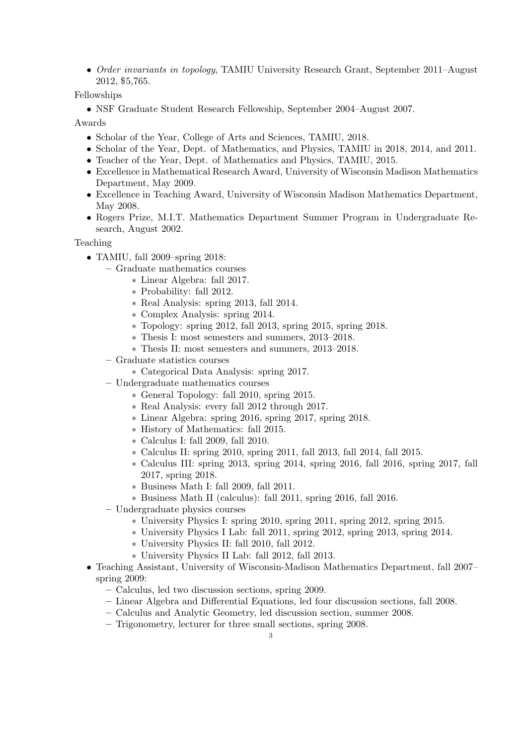- *Order invariants in topology*, TAMIU University Research Grant, September 2011–August 2012, $5,765.

Fellowships

- NSF Graduate Student Research Fellowship, September 2004–August 2007.

Awards

- Scholar of the Year, College of Arts and Sciences, TAMIU, 2018.
- Scholar of the Year, Dept. of Mathematics, and Physics, TAMIU in 2018, 2014, and 2011.
- Teacher of the Year, Dept. of Mathematics and Physics, TAMIU, 2015.
- Excellence in Mathematical Research Award, University of Wisconsin Madison Mathematics Department, May 2009.
- Excellence in Teaching Award, University of Wisconsin Madison Mathematics Department, May 2008.
- Rogers Prize, M.I.T. Mathematics Department Summer Program in Undergraduate Research, August 2002.

Teaching

- TAMIU, fall 2009–spring 2018:
  - Graduate mathematics courses
    - Linear Algebra: fall 2017.
    - Probability: fall 2012.
    - Real Analysis: spring 2013, fall 2014.
    - Complex Analysis: spring 2014.
    - Topology: spring 2012, fall 2013, spring 2015, spring 2018.
    - Thesis I: most semesters and summers, 2013–2018.
    - Thesis II: most semesters and summers, 2013–2018.
  - Graduate statistics courses
    - Categorical Data Analysis: spring 2017.
  - Undergraduate mathematics courses
    - General Topology: fall 2010, spring 2015.
    - Real Analysis: every fall 2012 through 2017.
    - Linear Algebra: spring 2016, spring 2017, spring 2018.
    - History of Mathematics: fall 2015.
    - Calculus I: fall 2009, fall 2010.
    - Calculus II: spring 2010, spring 2011, fall 2013, fall 2014, fall 2015.
    - Calculus III: spring 2013, spring 2014, spring 2016, fall 2016, spring 2017, fall 2017, spring 2018.
    - Business Math I: fall 2009, fall 2011.
    - Business Math II (calculus): fall 2011, spring 2016, fall 2016.
  - Undergraduate physics courses
    - University Physics I: spring 2010, spring 2011, spring 2012, spring 2015.
    - University Physics I Lab: fall 2011, spring 2012, spring 2013, spring 2014.
    - University Physics II: fall 2010, fall 2012.
    - University Physics II Lab: fall 2012, fall 2013.
- Teaching Assistant, University of Wisconsin-Madison Mathematics Department, fall 2007–spring 2009:
  - Calculus, led two discussion sections, spring 2009.
  - Linear Algebra and Differential Equations, led four discussion sections, fall 2008.
  - Calculus and Analytic Geometry, led discussion section, summer 2008.
  - Trigonometry, lecturer for three small sections, spring 2008.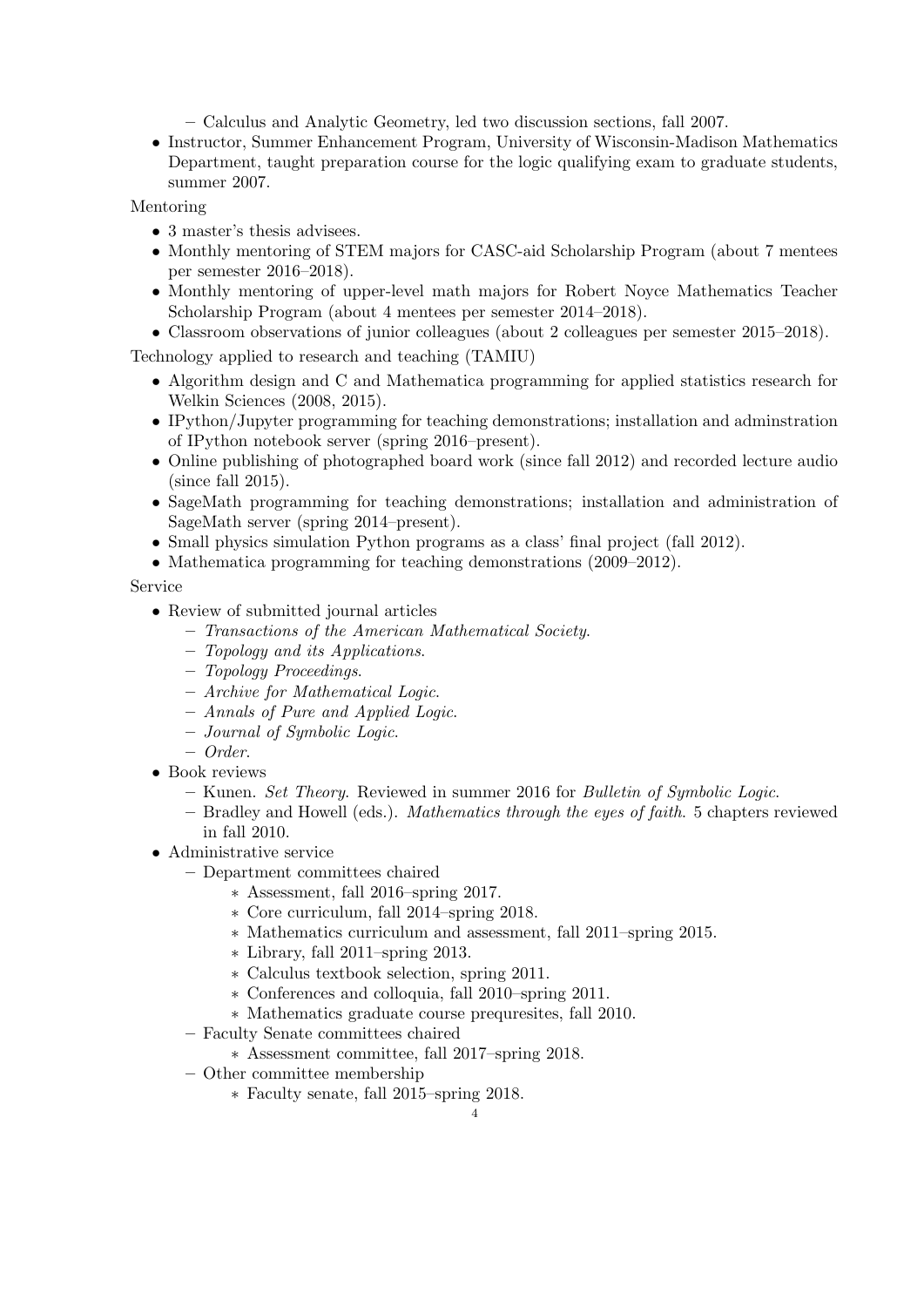- Calculus and Analytic Geometry, led two discussion sections, fall 2007.
- Instructor, Summer Enhancement Program, University of Wisconsin-Madison Mathematics Department, taught preparation course for the logic qualifying exam to graduate students, summer 2007.

Mentoring

- 3 master's thesis advisees.
- Monthly mentoring of STEM majors for CASC-aid Scholarship Program (about 7 mentees per semester 2016–2018).
- Monthly mentoring of upper-level math majors for Robert Noyce Mathematics Teacher Scholarship Program (about 4 mentees per semester 2014–2018).
- Classroom observations of junior colleagues (about 2 colleagues per semester 2015–2018).

Technology applied to research and teaching (TAMIU)

- Algorithm design and C and Mathematica programming for applied statistics research for Welkin Sciences (2008, 2015).
- IPython/Jupyter programming for teaching demonstrations; installation and adminstration of IPython notebook server (spring 2016–present).
- Online publishing of photographed board work (since fall 2012) and recorded lecture audio (since fall 2015).
- SageMath programming for teaching demonstrations; installation and administration of SageMath server (spring 2014–present).
- Small physics simulation Python programs as a class' final project (fall 2012).
- Mathematica programming for teaching demonstrations (2009–2012).

Service

- Review of submitted journal articles
  - *Transactions of the American Mathematical Society*.
  - *Topology and its Applications*.
  - *Topology Proceedings*.
  - *Archive for Mathematical Logic*.
  - *Annals of Pure and Applied Logic*.
  - *Journal of Symbolic Logic*.
  - *Order*.
- Book reviews
  - Kunen. *Set Theory*. Reviewed in summer 2016 for *Bulletin of Symbolic Logic*.
  - Bradley and Howell (eds.). *Mathematics through the eyes of faith*. 5 chapters reviewed in fall 2010.
- Administrative service
  - Department committees chaired
    - Assessment, fall 2016–spring 2017.
    - Core curriculum, fall 2014–spring 2018.
    - Mathematics curriculum and assessment, fall 2011–spring 2015.
    - Library, fall 2011–spring 2013.
    - Calculus textbook selection, spring 2011.
    - Conferences and colloquia, fall 2010–spring 2011.
    - Mathematics graduate course prequresites, fall 2010.
  - Faculty Senate committees chaired
    - Assessment committee, fall 2017–spring 2018.
  - Other committee membership
    - Faculty senate, fall 2015–spring 2018.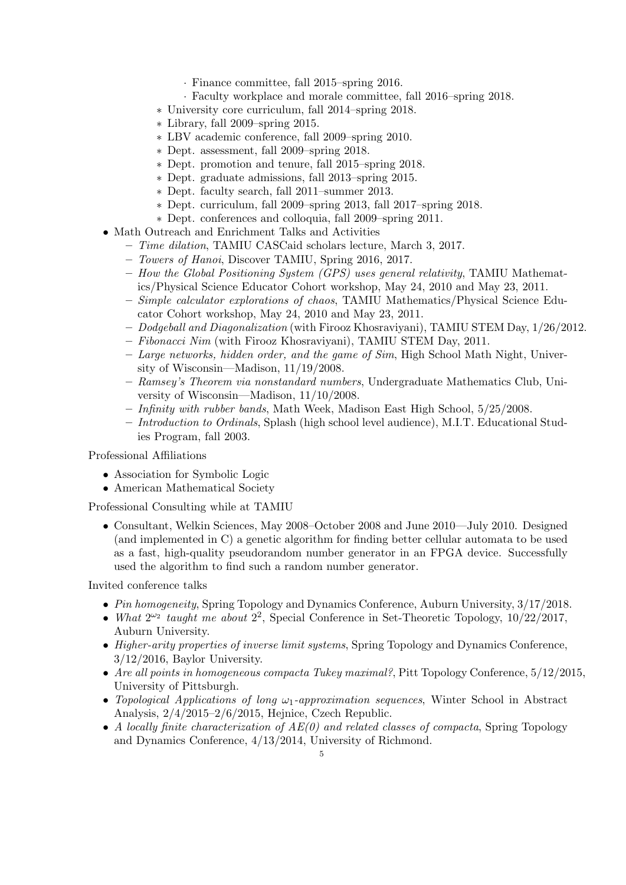- · Finance committee, fall 2015–spring 2016.
        - · Faculty workplace and morale committee, fall 2016–spring 2018.
      - ∗ University core curriculum, fall 2014–spring 2018.
      - ∗ Library, fall 2009–spring 2015.
      - ∗ LBV academic conference, fall 2009–spring 2010.
      - ∗ Dept. assessment, fall 2009–spring 2018.
      - ∗ Dept. promotion and tenure, fall 2015–spring 2018.
      - ∗ Dept. graduate admissions, fall 2013–spring 2015.
      - ∗ Dept. faculty search, fall 2011–summer 2013.
      - ∗ Dept. curriculum, fall 2009–spring 2013, fall 2017–spring 2018.
      - ∗ Dept. conferences and colloquia, fall 2009–spring 2011.

- Math Outreach and Enrichment Talks and Activities
  - *Time dilation*, TAMIU CASCaid scholars lecture, March 3, 2017.
  - *Towers of Hanoi*, Discover TAMIU, Spring 2016, 2017.
  - *How the Global Positioning System (GPS) uses general relativity*, TAMIU Mathematics/Physical Science Educator Cohort workshop, May 24, 2010 and May 23, 2011.
  - *Simple calculator explorations of chaos*, TAMIU Mathematics/Physical Science Educator Cohort workshop, May 24, 2010 and May 23, 2011.
  - *Dodgeball and Diagonalization* (with Firooz Khosraviyani), TAMIU STEM Day, 1/26/2012.
  - *Fibonacci Nim* (with Firooz Khosraviyani), TAMIU STEM Day, 2011.
  - *Large networks, hidden order, and the game of Sim*, High School Math Night, University of Wisconsin—Madison, 11/19/2008.
  - *Ramsey's Theorem via nonstandard numbers*, Undergraduate Mathematics Club, University of Wisconsin—Madison, 11/10/2008.
  - *Infinity with rubber bands*, Math Week, Madison East High School, 5/25/2008.
  - *Introduction to Ordinals*, Splash (high school level audience), M.I.T. Educational Studies Program, fall 2003.

Professional Affiliations

- Association for Symbolic Logic
- American Mathematical Society

Professional Consulting while at TAMIU

- Consultant, Welkin Sciences, May 2008–October 2008 and June 2010—July 2010. Designed (and implemented in C) a genetic algorithm for finding better cellular automata to be used as a fast, high-quality pseudorandom number generator in an FPGA device. Successfully used the algorithm to find such a random number generator.

Invited conference talks

- *Pin homogeneity*, Spring Topology and Dynamics Conference, Auburn University, 3/17/2018.
- *What* $2^{\omega_2}$ *taught me about* $2^2$, Special Conference in Set-Theoretic Topology, 10/22/2017, Auburn University.
- *Higher-arity properties of inverse limit systems*, Spring Topology and Dynamics Conference, 3/12/2016, Baylor University.
- *Are all points in homogeneous compacta Tukey maximal?*, Pitt Topology Conference, 5/12/2015, University of Pittsburgh.
- *Topological Applications of long* $\omega_1$*-approximation sequences*, Winter School in Abstract Analysis, 2/4/2015–2/6/2015, Hejnice, Czech Republic.
- *A locally finite characterization of AE(0) and related classes of compacta*, Spring Topology and Dynamics Conference, 4/13/2014, University of Richmond.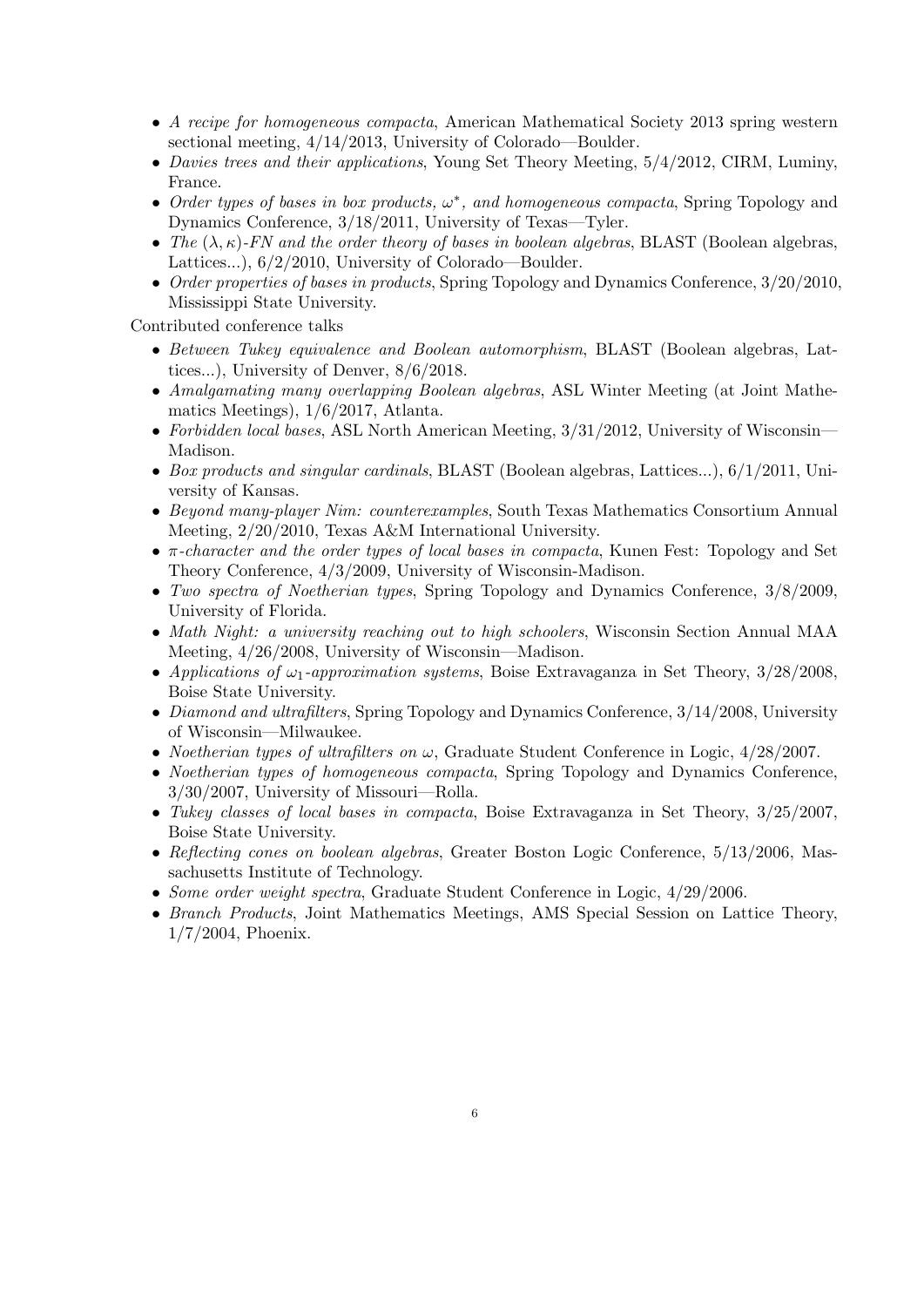- *A recipe for homogeneous compacta*, American Mathematical Society 2013 spring western sectional meeting, 4/14/2013, University of Colorado—Boulder.
- *Davies trees and their applications*, Young Set Theory Meeting, 5/4/2012, CIRM, Luminy, France.
- *Order types of bases in box products, $\omega^*$, and homogeneous compacta*, Spring Topology and Dynamics Conference, 3/18/2011, University of Texas—Tyler.
- *The $(\lambda, \kappa)$-FN and the order theory of bases in boolean algebras*, BLAST (Boolean algebras, Lattices...), 6/2/2010, University of Colorado—Boulder.
- *Order properties of bases in products*, Spring Topology and Dynamics Conference, 3/20/2010, Mississippi State University.

Contributed conference talks

- *Between Tukey equivalence and Boolean automorphism*, BLAST (Boolean algebras, Lattices...), University of Denver, 8/6/2018.
- *Amalgamating many overlapping Boolean algebras*, ASL Winter Meeting (at Joint Mathematics Meetings), 1/6/2017, Atlanta.
- *Forbidden local bases*, ASL North American Meeting, 3/31/2012, University of Wisconsin—Madison.
- *Box products and singular cardinals*, BLAST (Boolean algebras, Lattices...), 6/1/2011, University of Kansas.
- *Beyond many-player Nim: counterexamples*, South Texas Mathematics Consortium Annual Meeting, 2/20/2010, Texas A&M International University.
- *$\pi$-character and the order types of local bases in compacta*, Kunen Fest: Topology and Set Theory Conference, 4/3/2009, University of Wisconsin-Madison.
- *Two spectra of Noetherian types*, Spring Topology and Dynamics Conference, 3/8/2009, University of Florida.
- *Math Night: a university reaching out to high schoolers*, Wisconsin Section Annual MAA Meeting, 4/26/2008, University of Wisconsin—Madison.
- *Applications of $\omega_1$-approximation systems*, Boise Extravaganza in Set Theory, 3/28/2008, Boise State University.
- *Diamond and ultrafilters*, Spring Topology and Dynamics Conference, 3/14/2008, University of Wisconsin—Milwaukee.
- *Noetherian types of ultrafilters on $\omega$*, Graduate Student Conference in Logic, 4/28/2007.
- *Noetherian types of homogeneous compacta*, Spring Topology and Dynamics Conference, 3/30/2007, University of Missouri—Rolla.
- *Tukey classes of local bases in compacta*, Boise Extravaganza in Set Theory, 3/25/2007, Boise State University.
- *Reflecting cones on boolean algebras*, Greater Boston Logic Conference, 5/13/2006, Massachusetts Institute of Technology.
- *Some order weight spectra*, Graduate Student Conference in Logic, 4/29/2006.
- *Branch Products*, Joint Mathematics Meetings, AMS Special Session on Lattice Theory, 1/7/2004, Phoenix.